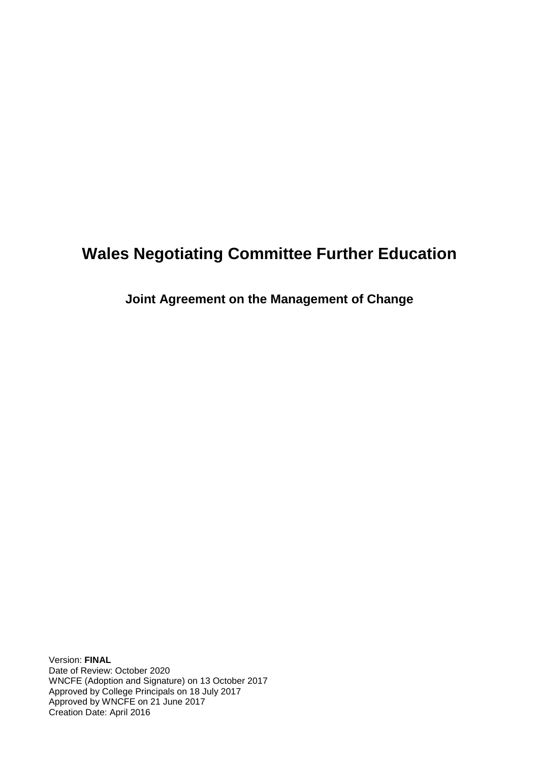# Wales Negotiating Committee Further Education

## Joint Agreement on the Management of Change

Version: **FINAL**
Date of Review: October 2020
WNCFE (Adoption and Signature) on 13 October 2017
Approved by College Principals on 18 July 2017
Approved by WNCFE on 21 June 2017
Creation Date: April 2016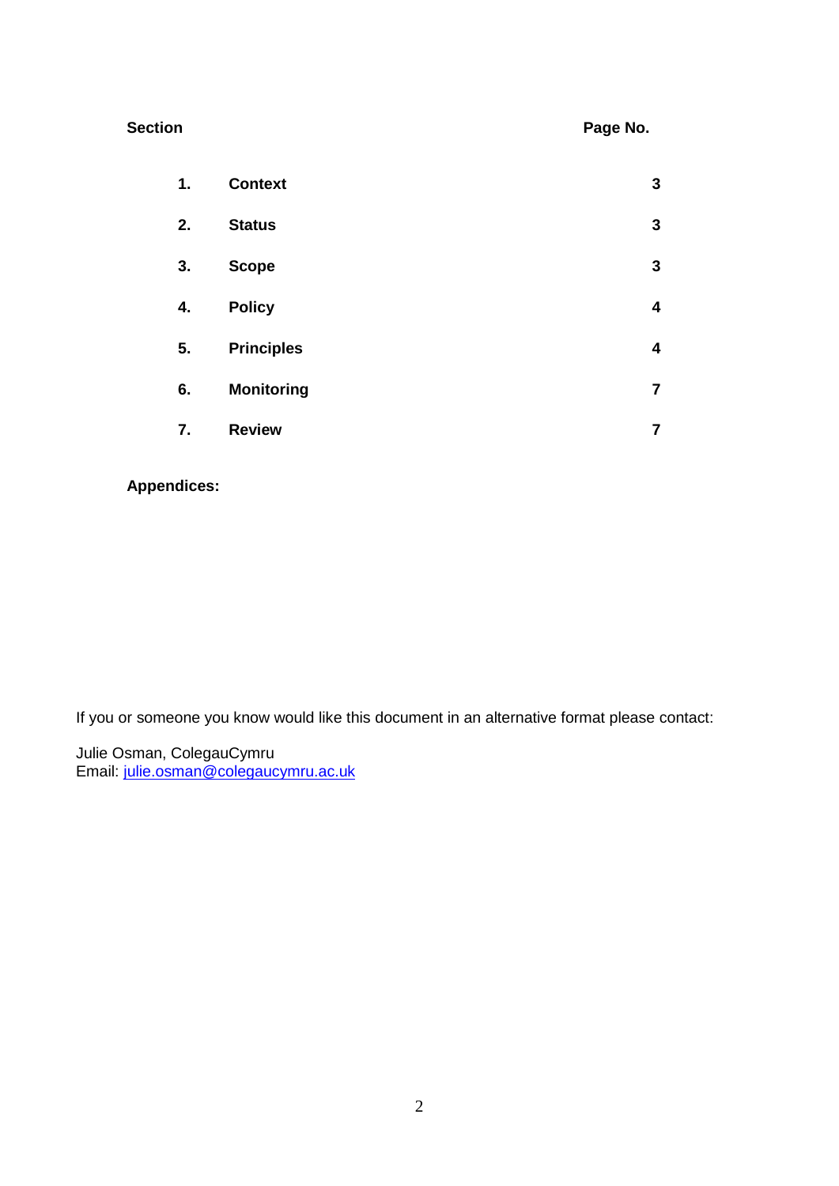| Section | | Page No. |
| --- | --- | --- |
| **1.** | **Context** | **3** |
| **2.** | **Status** | **3** |
| **3.** | **Scope** | **3** |
| **4.** | **Policy** | **4** |
| **5.** | **Principles** | **4** |
| **6.** | **Monitoring** | **7** |
| **7.** | **Review** | **7** |

**Appendices:**

If you or someone you know would like this document in an alternative format please contact:

Julie Osman, ColegauCymru
Email: julie.osman@colegaucymru.ac.uk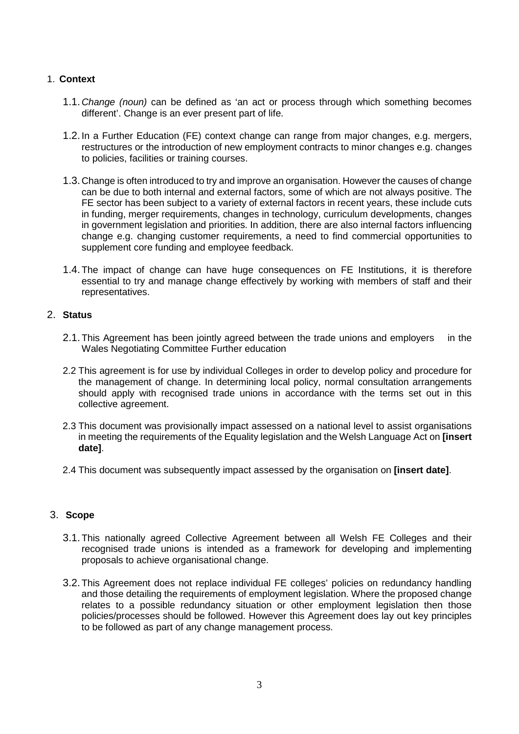## 1. **Context**

1.1. *Change (noun)* can be defined as 'an act or process through which something becomes different'. Change is an ever present part of life.

1.2. In a Further Education (FE) context change can range from major changes, e.g. mergers, restructures or the introduction of new employment contracts to minor changes e.g. changes to policies, facilities or training courses.

1.3. Change is often introduced to try and improve an organisation. However the causes of change can be due to both internal and external factors, some of which are not always positive. The FE sector has been subject to a variety of external factors in recent years, these include cuts in funding, merger requirements, changes in technology, curriculum developments, changes in government legislation and priorities. In addition, there are also internal factors influencing change e.g. changing customer requirements, a need to find commercial opportunities to supplement core funding and employee feedback.

1.4. The impact of change can have huge consequences on FE Institutions, it is therefore essential to try and manage change effectively by working with members of staff and their representatives.

## 2. **Status**

2.1. This Agreement has been jointly agreed between the trade unions and employers in the Wales Negotiating Committee Further education

2.2 This agreement is for use by individual Colleges in order to develop policy and procedure for the management of change. In determining local policy, normal consultation arrangements should apply with recognised trade unions in accordance with the terms set out in this collective agreement.

2.3 This document was provisionally impact assessed on a national level to assist organisations in meeting the requirements of the Equality legislation and the Welsh Language Act on **[insert date]**.

2.4 This document was subsequently impact assessed by the organisation on **[insert date]**.

## 3. **Scope**

3.1. This nationally agreed Collective Agreement between all Welsh FE Colleges and their recognised trade unions is intended as a framework for developing and implementing proposals to achieve organisational change.

3.2. This Agreement does not replace individual FE colleges' policies on redundancy handling and those detailing the requirements of employment legislation. Where the proposed change relates to a possible redundancy situation or other employment legislation then those policies/processes should be followed. However this Agreement does lay out key principles to be followed as part of any change management process.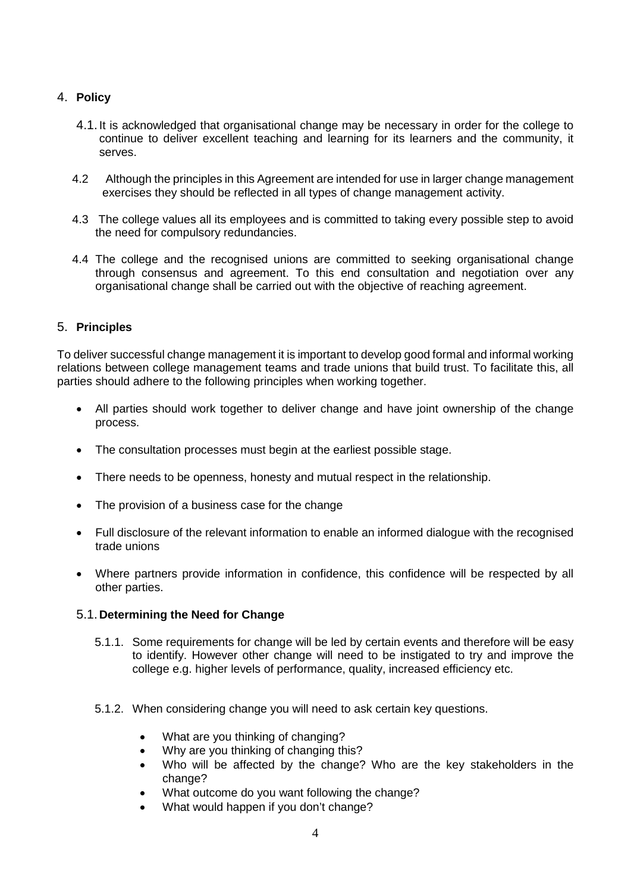## 4. **Policy**

4.1. It is acknowledged that organisational change may be necessary in order for the college to continue to deliver excellent teaching and learning for its learners and the community, it serves.

4.2 Although the principles in this Agreement are intended for use in larger change management exercises they should be reflected in all types of change management activity.

4.3 The college values all its employees and is committed to taking every possible step to avoid the need for compulsory redundancies.

4.4 The college and the recognised unions are committed to seeking organisational change through consensus and agreement. To this end consultation and negotiation over any organisational change shall be carried out with the objective of reaching agreement.

## 5. **Principles**

To deliver successful change management it is important to develop good formal and informal working relations between college management teams and trade unions that build trust. To facilitate this, all parties should adhere to the following principles when working together.

- All parties should work together to deliver change and have joint ownership of the change process.
- The consultation processes must begin at the earliest possible stage.
- There needs to be openness, honesty and mutual respect in the relationship.
- The provision of a business case for the change
- Full disclosure of the relevant information to enable an informed dialogue with the recognised trade unions
- Where partners provide information in confidence, this confidence will be respected by all other parties.

### 5.1. **Determining the Need for Change**

5.1.1. Some requirements for change will be led by certain events and therefore will be easy to identify. However other change will need to be instigated to try and improve the college e.g. higher levels of performance, quality, increased efficiency etc.

5.1.2. When considering change you will need to ask certain key questions.

- What are you thinking of changing?
- Why are you thinking of changing this?
- Who will be affected by the change? Who are the key stakeholders in the change?
- What outcome do you want following the change?
- What would happen if you don't change?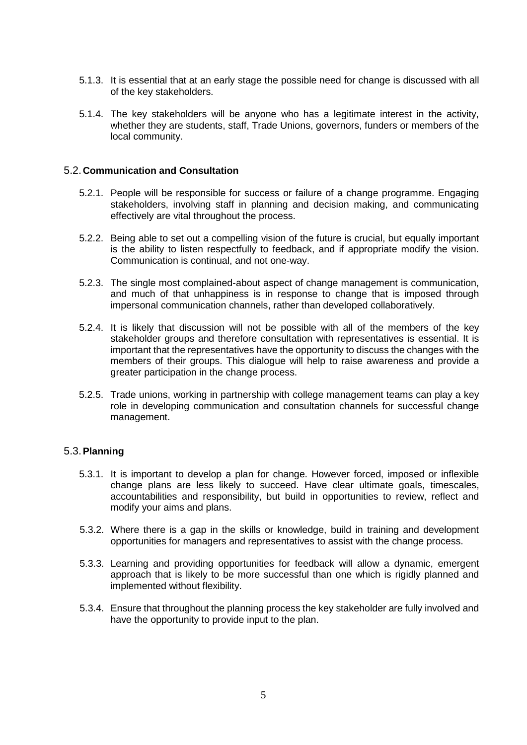5.1.3. It is essential that at an early stage the possible need for change is discussed with all of the key stakeholders.

5.1.4. The key stakeholders will be anyone who has a legitimate interest in the activity, whether they are students, staff, Trade Unions, governors, funders or members of the local community.

## 5.2. Communication and Consultation

5.2.1. People will be responsible for success or failure of a change programme. Engaging stakeholders, involving staff in planning and decision making, and communicating effectively are vital throughout the process.

5.2.2. Being able to set out a compelling vision of the future is crucial, but equally important is the ability to listen respectfully to feedback, and if appropriate modify the vision. Communication is continual, and not one-way.

5.2.3. The single most complained-about aspect of change management is communication, and much of that unhappiness is in response to change that is imposed through impersonal communication channels, rather than developed collaboratively.

5.2.4. It is likely that discussion will not be possible with all of the members of the key stakeholder groups and therefore consultation with representatives is essential. It is important that the representatives have the opportunity to discuss the changes with the members of their groups. This dialogue will help to raise awareness and provide a greater participation in the change process.

5.2.5. Trade unions, working in partnership with college management teams can play a key role in developing communication and consultation channels for successful change management.

## 5.3. Planning

5.3.1. It is important to develop a plan for change. However forced, imposed or inflexible change plans are less likely to succeed. Have clear ultimate goals, timescales, accountabilities and responsibility, but build in opportunities to review, reflect and modify your aims and plans.

5.3.2. Where there is a gap in the skills or knowledge, build in training and development opportunities for managers and representatives to assist with the change process.

5.3.3. Learning and providing opportunities for feedback will allow a dynamic, emergent approach that is likely to be more successful than one which is rigidly planned and implemented without flexibility.

5.3.4. Ensure that throughout the planning process the key stakeholder are fully involved and have the opportunity to provide input to the plan.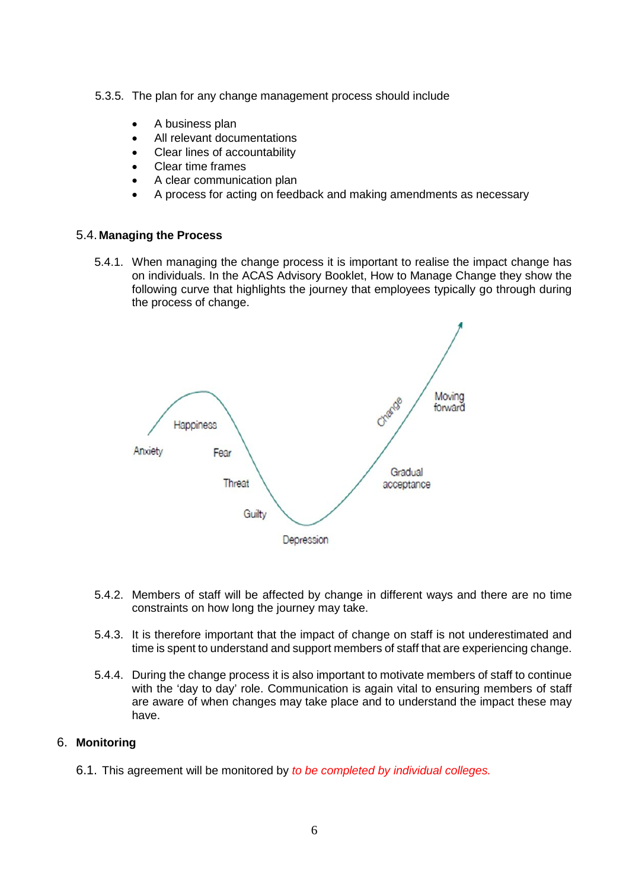5.3.5. The plan for any change management process should include

- A business plan
- All relevant documentations
- Clear lines of accountability
- Clear time frames
- A clear communication plan
- A process for acting on feedback and making amendments as necessary

## 5.4. Managing the Process

5.4.1. When managing the change process it is important to realise the impact change has on individuals. In the ACAS Advisory Booklet, How to Manage Change they show the following curve that highlights the journey that employees typically go through during the process of change.

Anxiety
Happiness
Fear
Threat
Guilty
Depression
Gradual acceptance
Change
Moving forward

5.4.2. Members of staff will be affected by change in different ways and there are no time constraints on how long the journey may take.

5.4.3. It is therefore important that the impact of change on staff is not underestimated and time is spent to understand and support members of staff that are experiencing change.

5.4.4. During the change process it is also important to motivate members of staff to continue with the 'day to day' role. Communication is again vital to ensuring members of staff are aware of when changes may take place and to understand the impact these may have.

# 6. Monitoring

6.1. This agreement will be monitored by *to be completed by individual colleges.*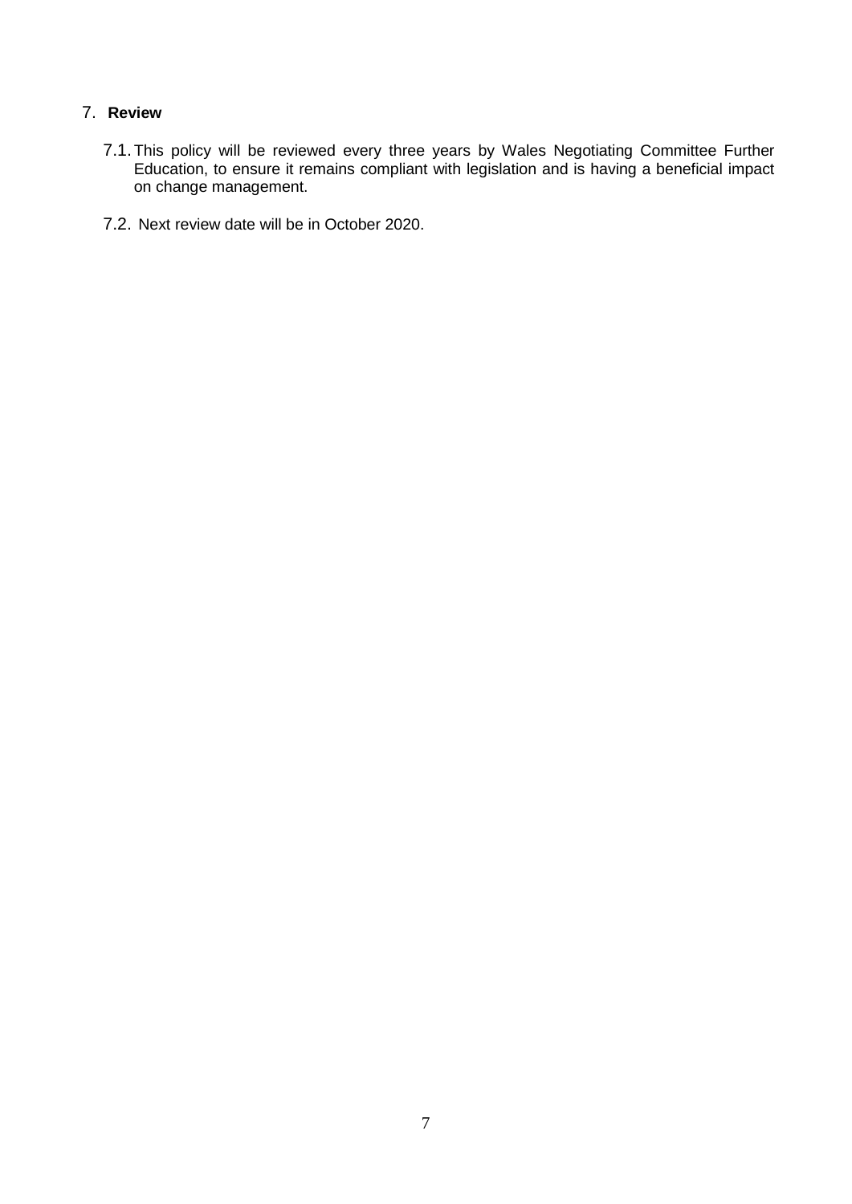## 7. **Review**

7.1. This policy will be reviewed every three years by Wales Negotiating Committee Further Education, to ensure it remains compliant with legislation and is having a beneficial impact on change management.

7.2. Next review date will be in October 2020.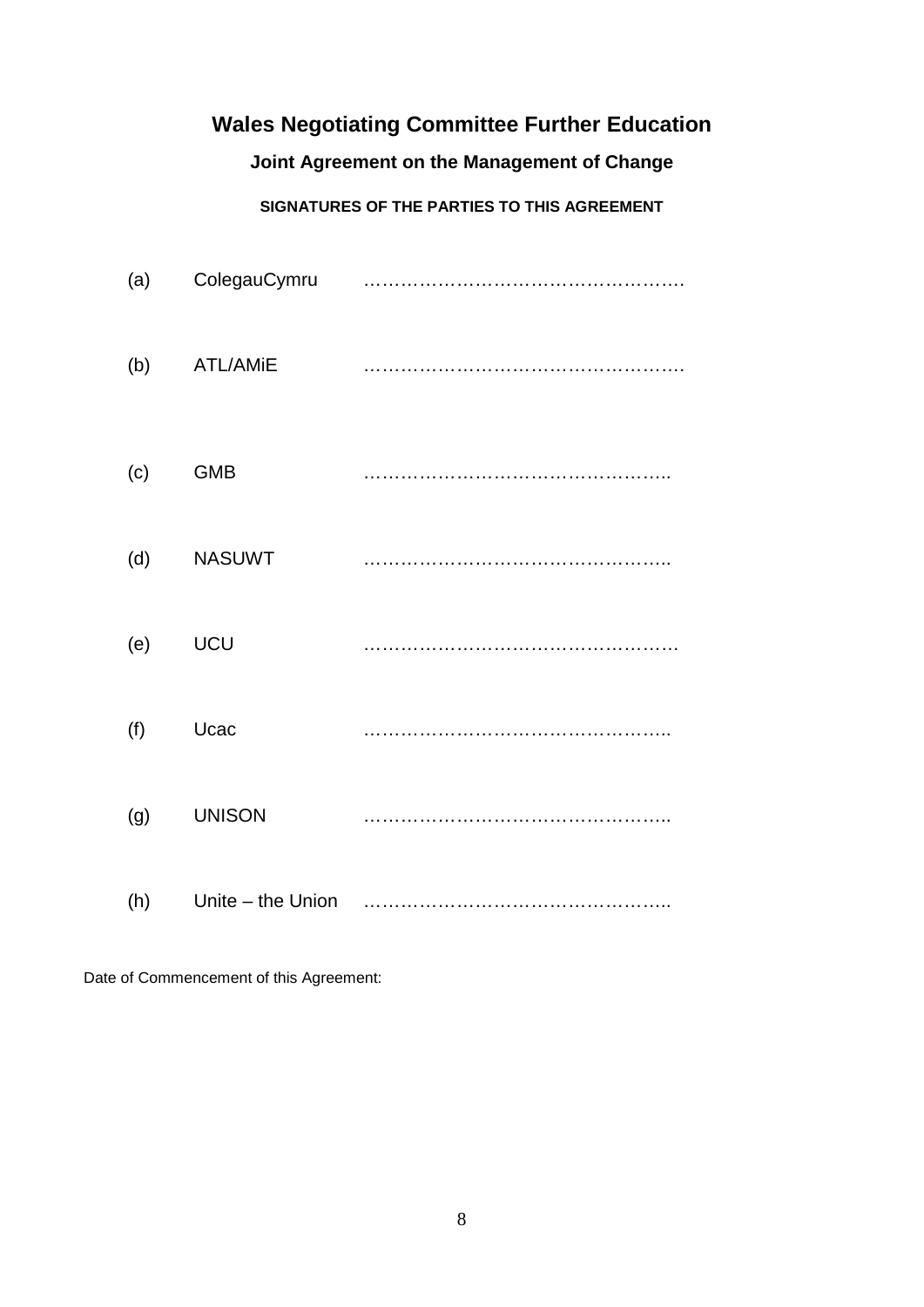# Wales Negotiating Committee Further Education

## Joint Agreement on the Management of Change

### SIGNATURES OF THE PARTIES TO THIS AGREEMENT

(a) ColegauCymru …………………………………………….

(b) ATL/AMiE …………………………………………….

(c) GMB …………………………………………..

(d) NASUWT …………………………………………..

(e) UCU ……………………………………………

(f) Ucac …………………………………………..

(g) UNISON …………………………………………..

(h) Unite – the Union …………………………………………..

Date of Commencement of this Agreement: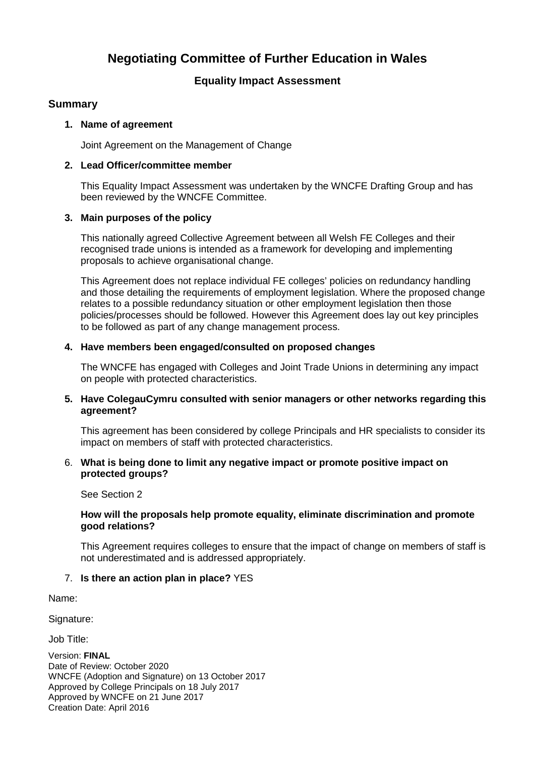# Negotiating Committee of Further Education in Wales

### Equality Impact Assessment

## Summary

1. **Name of agreement**

   Joint Agreement on the Management of Change

2. **Lead Officer/committee member**

   This Equality Impact Assessment was undertaken by the WNCFE Drafting Group and has been reviewed by the WNCFE Committee.

3. **Main purposes of the policy**

   This nationally agreed Collective Agreement between all Welsh FE Colleges and their recognised trade unions is intended as a framework for developing and implementing proposals to achieve organisational change.

   This Agreement does not replace individual FE colleges' policies on redundancy handling and those detailing the requirements of employment legislation. Where the proposed change relates to a possible redundancy situation or other employment legislation then those policies/processes should be followed. However this Agreement does lay out key principles to be followed as part of any change management process.

4. **Have members been engaged/consulted on proposed changes**

   The WNCFE has engaged with Colleges and Joint Trade Unions in determining any impact on people with protected characteristics.

5. **Have ColegauCymru consulted with senior managers or other networks regarding this agreement?**

   This agreement has been considered by college Principals and HR specialists to consider its impact on members of staff with protected characteristics.

6. **What is being done to limit any negative impact or promote positive impact on protected groups?**

   See Section 2

   **How will the proposals help promote equality, eliminate discrimination and promote good relations?**

   This Agreement requires colleges to ensure that the impact of change on members of staff is not underestimated and is addressed appropriately.

7. **Is there an action plan in place?** YES

Name:

Signature:

Job Title:

Version: **FINAL**
Date of Review: October 2020
WNCFE (Adoption and Signature) on 13 October 2017
Approved by College Principals on 18 July 2017
Approved by WNCFE on 21 June 2017
Creation Date: April 2016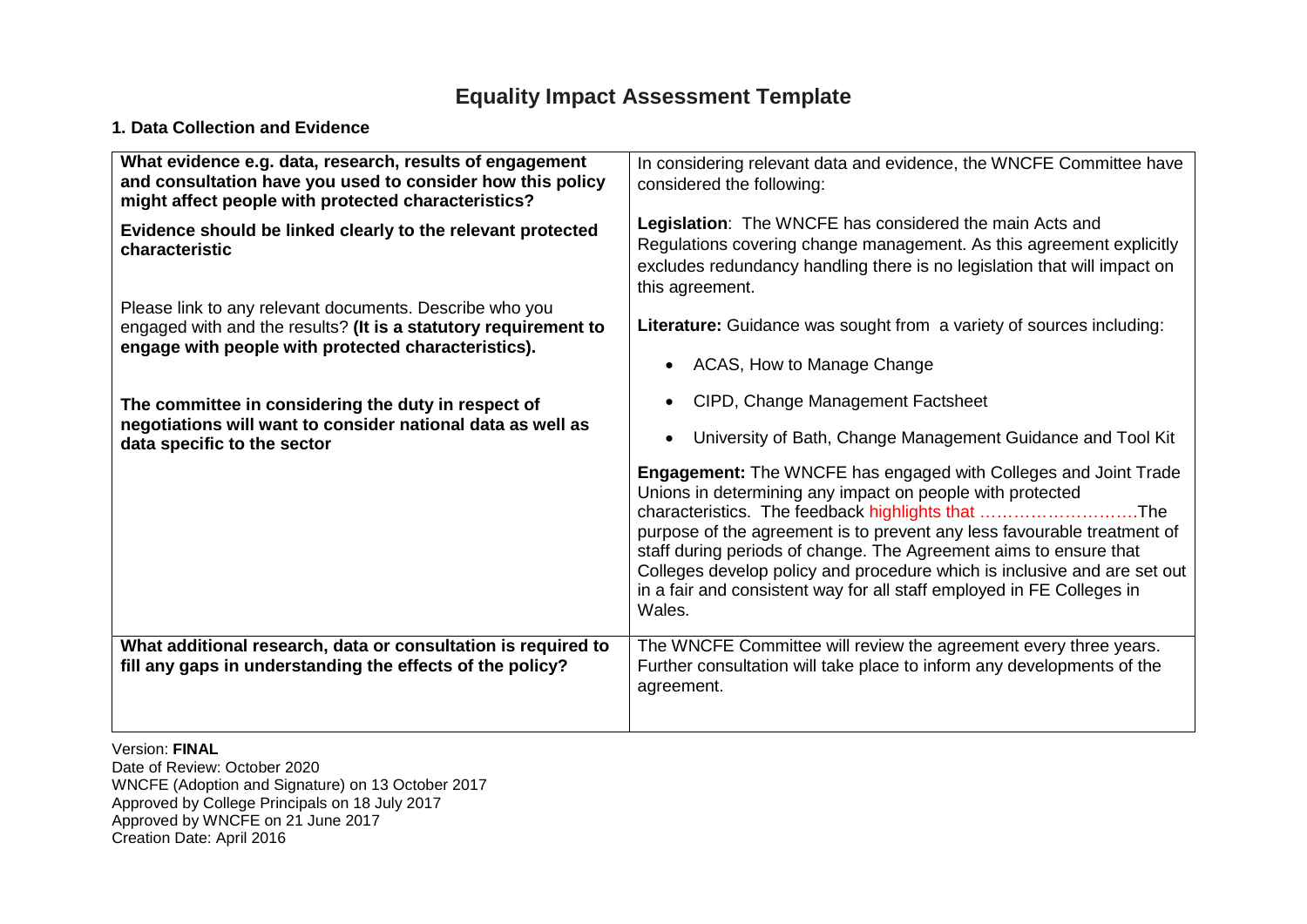# Equality Impact Assessment Template

### 1. Data Collection and Evidence

| | |
|---|---|
| **What evidence e.g. data, research, results of engagement and consultation have you used to consider how this policy might affect people with protected characteristics?**<br><br>**Evidence should be linked clearly to the relevant protected characteristic**<br><br>Please link to any relevant documents. Describe who you engaged with and the results? **(It is a statutory requirement to engage with people with protected characteristics).**<br><br>**The committee in considering the duty in respect of negotiations will want to consider national data as well as data specific to the sector** | In considering relevant data and evidence, the WNCFE Committee have considered the following:<br><br>**Legislation**: The WNCFE has considered the main Acts and Regulations covering change management. As this agreement explicitly excludes redundancy handling there is no legislation that will impact on this agreement.<br><br>**Literature:** Guidance was sought from a variety of sources including:<br><br>• ACAS, How to Manage Change<br>• CIPD, Change Management Factsheet<br>• University of Bath, Change Management Guidance and Tool Kit<br><br>**Engagement:** The WNCFE has engaged with Colleges and Joint Trade Unions in determining any impact on people with protected characteristics. The feedback highlights that ……………………….The purpose of the agreement is to prevent any less favourable treatment of staff during periods of change. The Agreement aims to ensure that Colleges develop policy and procedure which is inclusive and are set out in a fair and consistent way for all staff employed in FE Colleges in Wales. |
| **What additional research, data or consultation is required to fill any gaps in understanding the effects of the policy?** | The WNCFE Committee will review the agreement every three years. Further consultation will take place to inform any developments of the agreement. |

Version: **FINAL**
Date of Review: October 2020
WNCFE (Adoption and Signature) on 13 October 2017
Approved by College Principals on 18 July 2017
Approved by WNCFE on 21 June 2017
Creation Date: April 2016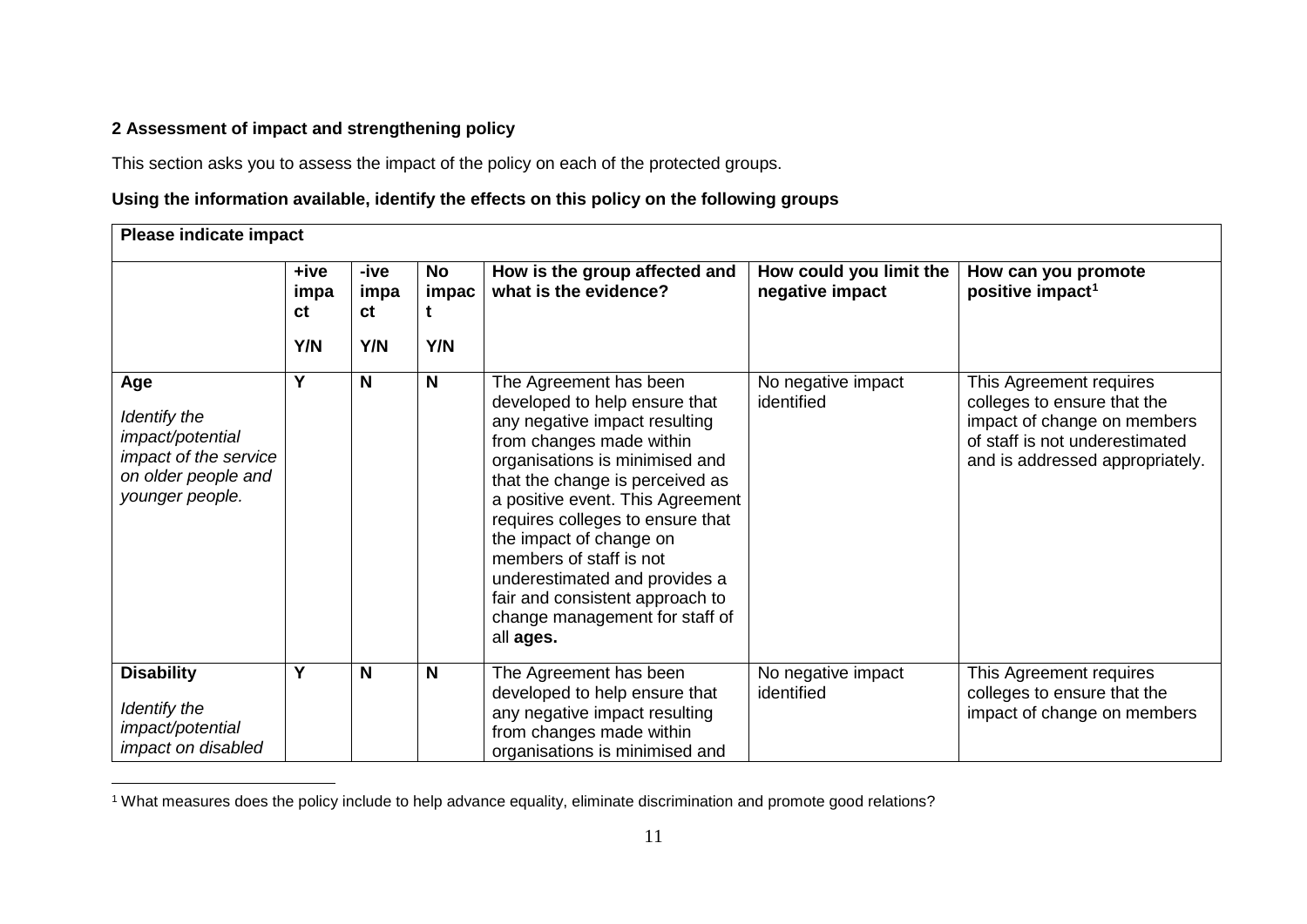**2 Assessment of impact and strengthening policy**

This section asks you to assess the impact of the policy on each of the protected groups.

**Using the information available, identify the effects on this policy on the following groups**

| **Please indicate impact** | | | | | | |
|---|---|---|---|---|---|---|
| | **+ive impact Y/N** | **-ive impact Y/N** | **No impact Y/N** | **How is the group affected and what is the evidence?** | **How could you limit the negative impact** | **How can you promote positive impact[1]** |
| **Age** *Identify the impact/potential impact of the service on older people and younger people.* | **Y** | **N** | **N** | The Agreement has been developed to help ensure that any negative impact resulting from changes made within organisations is minimised and that the change is perceived as a positive event. This Agreement requires colleges to ensure that the impact of change on members of staff is not underestimated and provides a fair and consistent approach to change management for staff of all **ages.** | No negative impact identified | This Agreement requires colleges to ensure that the impact of change on members of staff is not underestimated and is addressed appropriately. |
| **Disability** *Identify the impact/potential impact on disabled* | **Y** | **N** | **N** | The Agreement has been developed to help ensure that any negative impact resulting from changes made within organisations is minimised and | No negative impact identified | This Agreement requires colleges to ensure that the impact of change on members |

[1] What measures does the policy include to help advance equality, eliminate discrimination and promote good relations?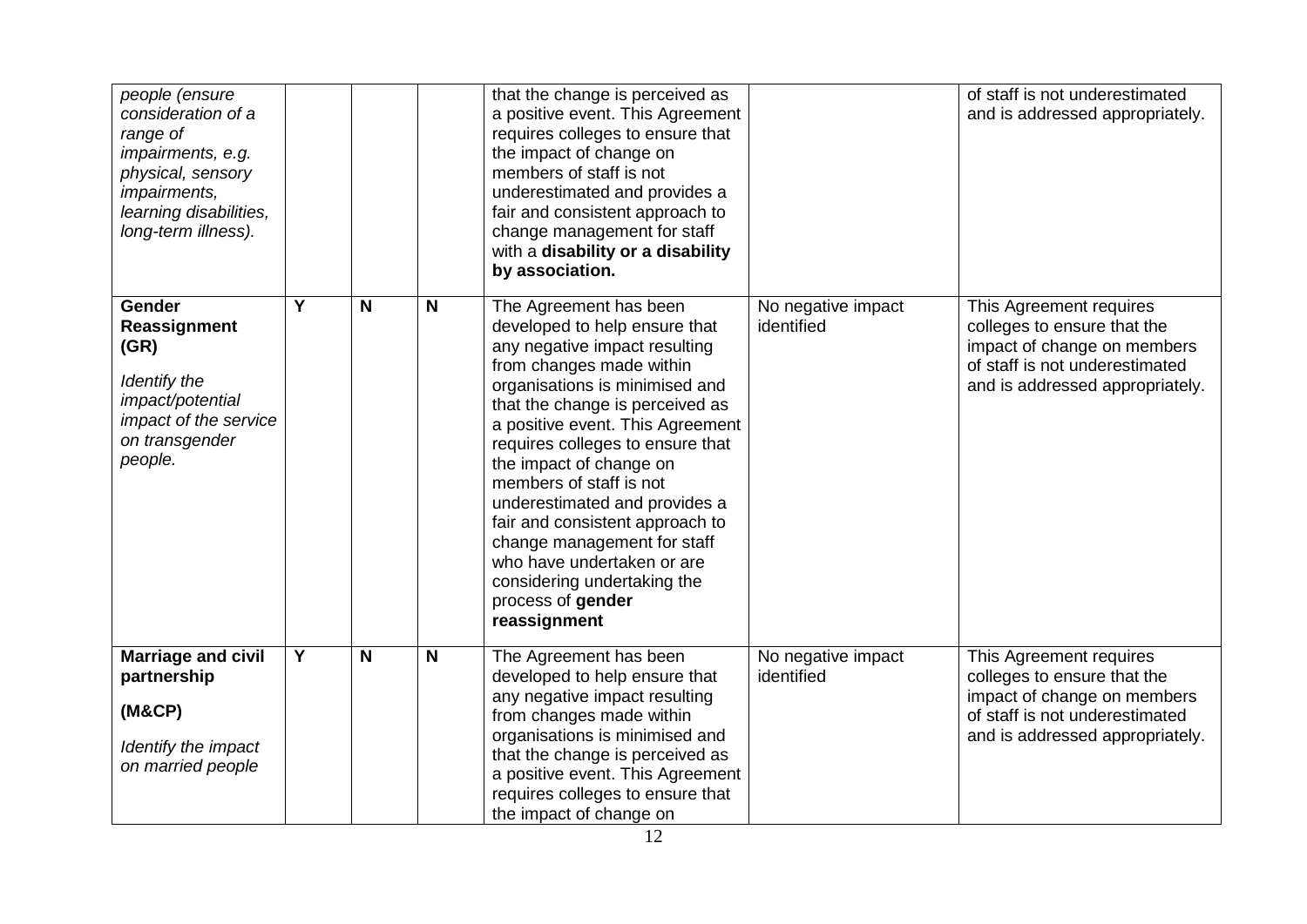| | | | | | | |
|---|---|---|---|---|---|---|
| *people (ensure consideration of a range of impairments, e.g. physical, sensory impairments, learning disabilities, long-term illness).* | | | | that the change is perceived as a positive event. This Agreement requires colleges to ensure that the impact of change on members of staff is not underestimated and provides a fair and consistent approach to change management for staff with a **disability or a disability by association.** | | of staff is not underestimated and is addressed appropriately. |
| **Gender Reassignment (GR)** *Identify the impact/potential impact of the service on transgender people.* | **Y** | **N** | **N** | The Agreement has been developed to help ensure that any negative impact resulting from changes made within organisations is minimised and that the change is perceived as a positive event. This Agreement requires colleges to ensure that the impact of change on members of staff is not underestimated and provides a fair and consistent approach to change management for staff who have undertaken or are considering undertaking the process of **gender reassignment** | No negative impact identified | This Agreement requires colleges to ensure that the impact of change on members of staff is not underestimated and is addressed appropriately. |
| **Marriage and civil partnership (M&CP)** *Identify the impact on married people* | **Y** | **N** | **N** | The Agreement has been developed to help ensure that any negative impact resulting from changes made within organisations is minimised and that the change is perceived as a positive event. This Agreement requires colleges to ensure that the impact of change on | No negative impact identified | This Agreement requires colleges to ensure that the impact of change on members of staff is not underestimated and is addressed appropriately. |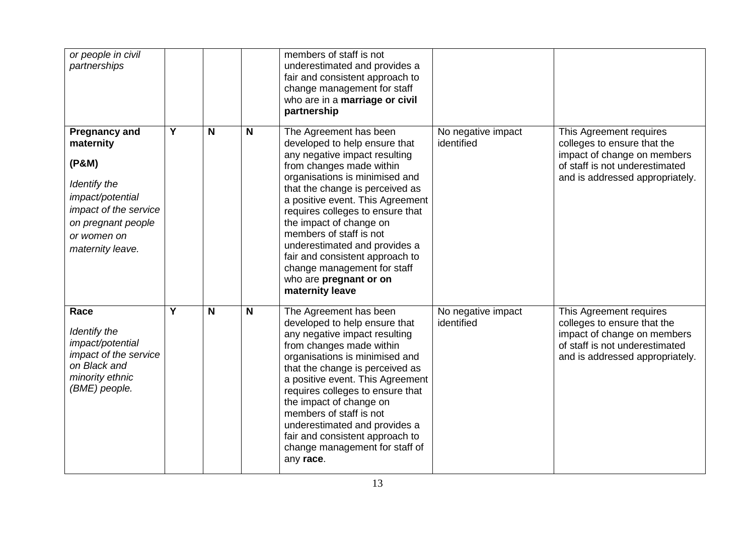| | | | | | | |
|---|---|---|---|---|---|---|
| *or people in civil partnerships* | | | | members of staff is not underestimated and provides a fair and consistent approach to change management for staff who are in a **marriage or civil partnership** | | |
| **Pregnancy and maternity** **(P&M)** *Identify the impact/potential impact of the service on pregnant people or women on maternity leave.* | **Y** | **N** | **N** | The Agreement has been developed to help ensure that any negative impact resulting from changes made within organisations is minimised and that the change is perceived as a positive event. This Agreement requires colleges to ensure that the impact of change on members of staff is not underestimated and provides a fair and consistent approach to change management for staff who are **pregnant or on maternity leave** | No negative impact identified | This Agreement requires colleges to ensure that the impact of change on members of staff is not underestimated and is addressed appropriately. |
| **Race** *Identify the impact/potential impact of the service on Black and minority ethnic (BME) people.* | **Y** | **N** | **N** | The Agreement has been developed to help ensure that any negative impact resulting from changes made within organisations is minimised and that the change is perceived as a positive event. This Agreement requires colleges to ensure that the impact of change on members of staff is not underestimated and provides a fair and consistent approach to change management for staff of any **race**. | No negative impact identified | This Agreement requires colleges to ensure that the impact of change on members of staff is not underestimated and is addressed appropriately. |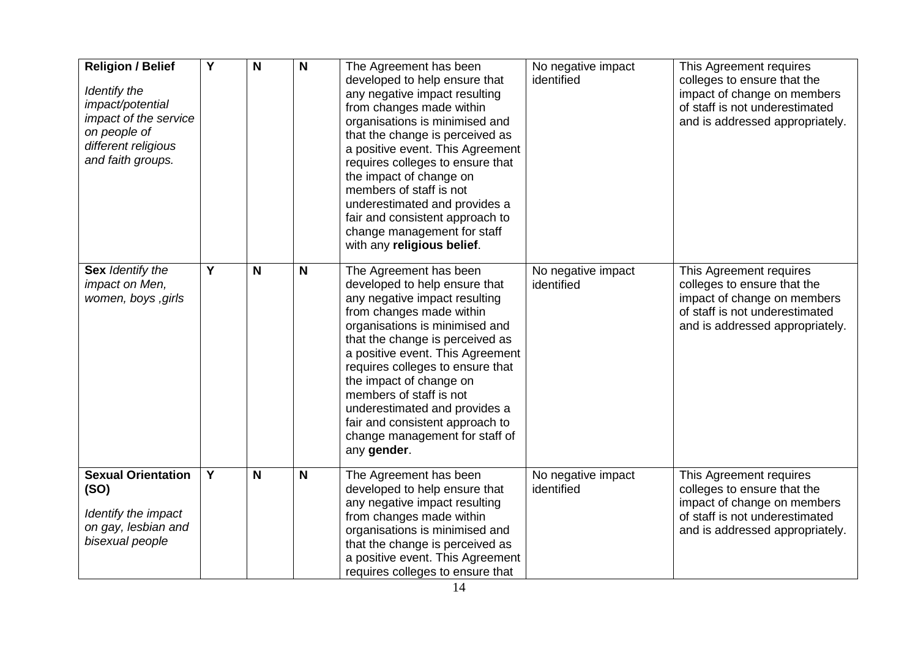| **Religion / Belief** <br><br> *Identify the impact/potential impact of the service on people of different religious and faith groups.* | Y | N | N | The Agreement has been developed to help ensure that any negative impact resulting from changes made within organisations is minimised and that the change is perceived as a positive event. This Agreement requires colleges to ensure that the impact of change on members of staff is not underestimated and provides a fair and consistent approach to change management for staff with any **religious belief**. | No negative impact identified | This Agreement requires colleges to ensure that the impact of change on members of staff is not underestimated and is addressed appropriately. |
|---|---|---|---|---|---|---|
| **Sex** *Identify the impact on Men, women, boys ,girls* | Y | N | N | The Agreement has been developed to help ensure that any negative impact resulting from changes made within organisations is minimised and that the change is perceived as a positive event. This Agreement requires colleges to ensure that the impact of change on members of staff is not underestimated and provides a fair and consistent approach to change management for staff of any **gender**. | No negative impact identified | This Agreement requires colleges to ensure that the impact of change on members of staff is not underestimated and is addressed appropriately. |
| **Sexual Orientation (SO)** <br><br> *Identify the impact on gay, lesbian and bisexual people* | Y | N | N | The Agreement has been developed to help ensure that any negative impact resulting from changes made within organisations is minimised and that the change is perceived as a positive event. This Agreement requires colleges to ensure that | No negative impact identified | This Agreement requires colleges to ensure that the impact of change on members of staff is not underestimated and is addressed appropriately. |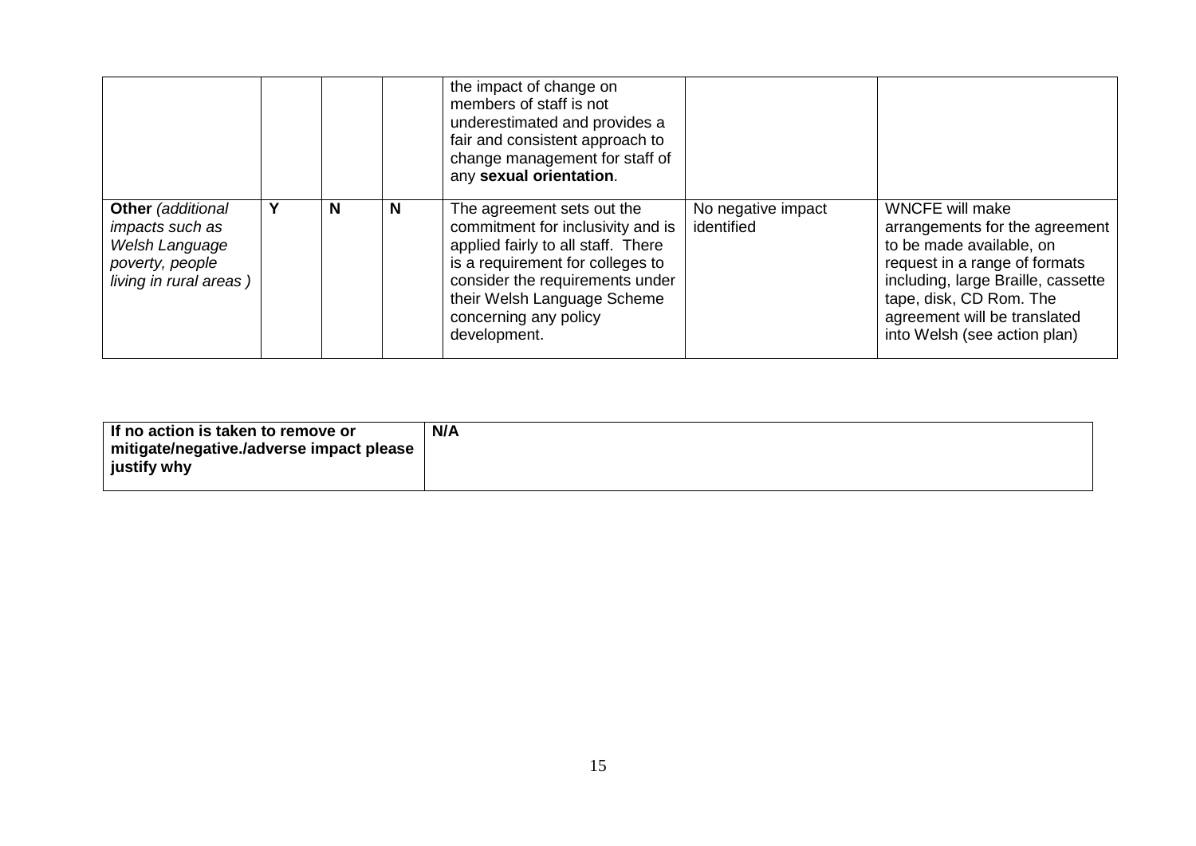| | | | | | | |
|---|---|---|---|---|---|---|
| | | | | the impact of change on members of staff is not underestimated and provides a fair and consistent approach to change management for staff of any **sexual orientation**. | | |
| **Other** *(additional impacts such as Welsh Language poverty, people living in rural areas )* | **Y** | **N** | **N** | The agreement sets out the commitment for inclusivity and is applied fairly to all staff. There is a requirement for colleges to consider the requirements under their Welsh Language Scheme concerning any policy development. | No negative impact identified | WNCFE will make arrangements for the agreement to be made available, on request in a range of formats including, large Braille, cassette tape, disk, CD Rom. The agreement will be translated into Welsh (see action plan) |

| | |
|---|---|
| **If no action is taken to remove or mitigate/negative./adverse impact please justify why** | **N/A** |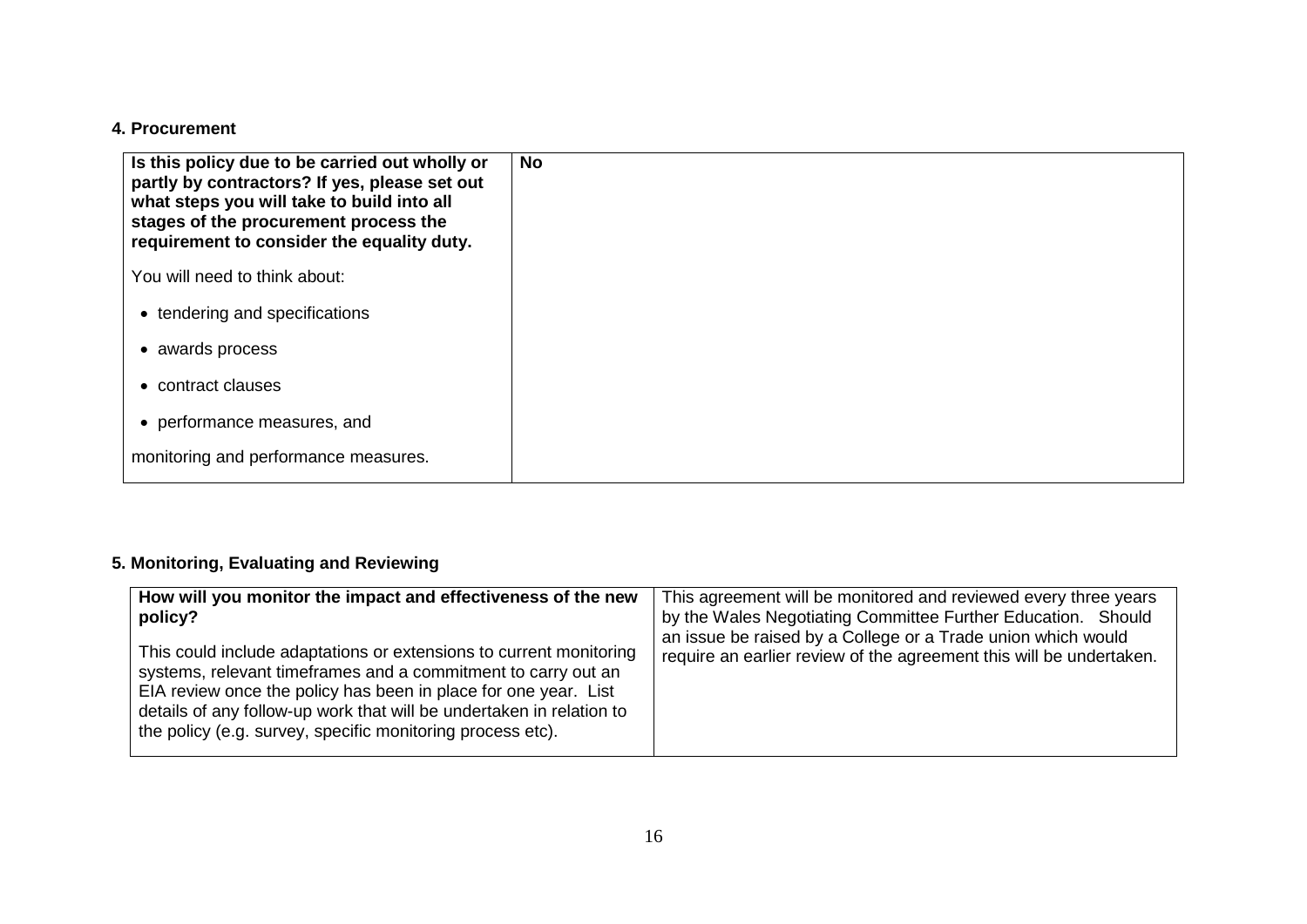**4. Procurement**

| **Is this policy due to be carried out wholly or partly by contractors? If yes, please set out what steps you will take to build into all stages of the procurement process the requirement to consider the equality duty.**<br><br>You will need to think about:<br><br>• tendering and specifications<br>• awards process<br>• contract clauses<br>• performance measures, and<br><br>monitoring and performance measures. | **No** |
|---|---|

**5. Monitoring, Evaluating and Reviewing**

| **How will you monitor the impact and effectiveness of the new policy?**<br><br>This could include adaptations or extensions to current monitoring systems, relevant timeframes and a commitment to carry out an EIA review once the policy has been in place for one year. List details of any follow-up work that will be undertaken in relation to the policy (e.g. survey, specific monitoring process etc). | This agreement will be monitored and reviewed every three years by the Wales Negotiating Committee Further Education. Should an issue be raised by a College or a Trade union which would require an earlier review of the agreement this will be undertaken. |
|---|---|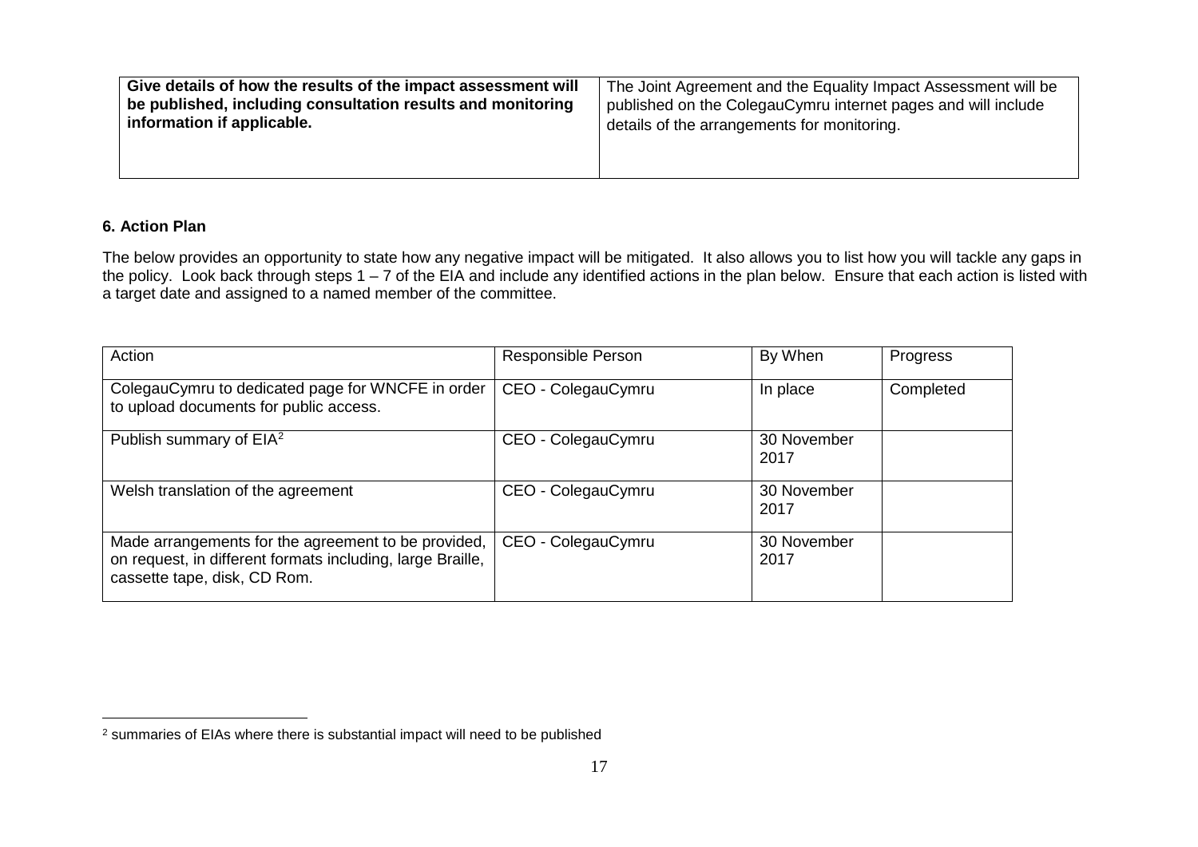| Give details of how the results of the impact assessment will be published, including consultation results and monitoring information if applicable. | The Joint Agreement and the Equality Impact Assessment will be published on the ColegauCymru internet pages and will include details of the arrangements for monitoring. |
|---|---|

**6. Action Plan**

The below provides an opportunity to state how any negative impact will be mitigated. It also allows you to list how you will tackle any gaps in the policy. Look back through steps 1 – 7 of the EIA and include any identified actions in the plan below. Ensure that each action is listed with a target date and assigned to a named member of the committee.

| Action | Responsible Person | By When | Progress |
|---|---|---|---|
| ColegauCymru to dedicated page for WNCFE in order to upload documents for public access. | CEO - ColegauCymru | In place | Completed |
| Publish summary of EIA[2] | CEO - ColegauCymru | 30 November 2017 | |
| Welsh translation of the agreement | CEO - ColegauCymru | 30 November 2017 | |
| Made arrangements for the agreement to be provided, on request, in different formats including, large Braille, cassette tape, disk, CD Rom. | CEO - ColegauCymru | 30 November 2017 | |

[2] summaries of EIAs where there is substantial impact will need to be published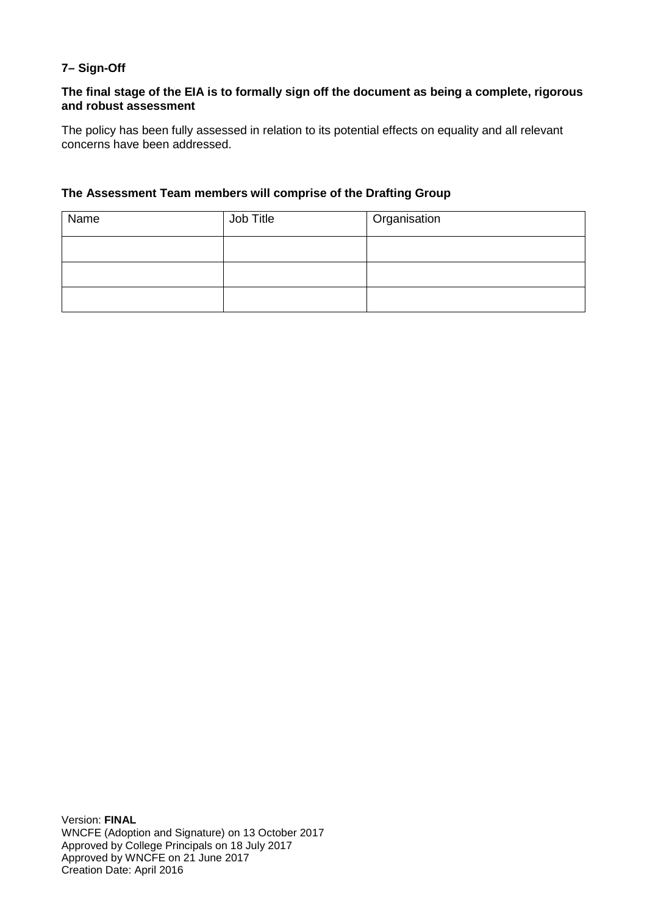**7– Sign-Off**

**The final stage of the EIA is to formally sign off the document as being a complete, rigorous and robust assessment**

The policy has been fully assessed in relation to its potential effects on equality and all relevant concerns have been addressed.

**The Assessment Team members will comprise of the Drafting Group**

| Name | Job Title | Organisation |
|---|---|---|
| | | |
| | | |
| | | |

Version: **FINAL**
WNCFE (Adoption and Signature) on 13 October 2017
Approved by College Principals on 18 July 2017
Approved by WNCFE on 21 June 2017
Creation Date: April 2016